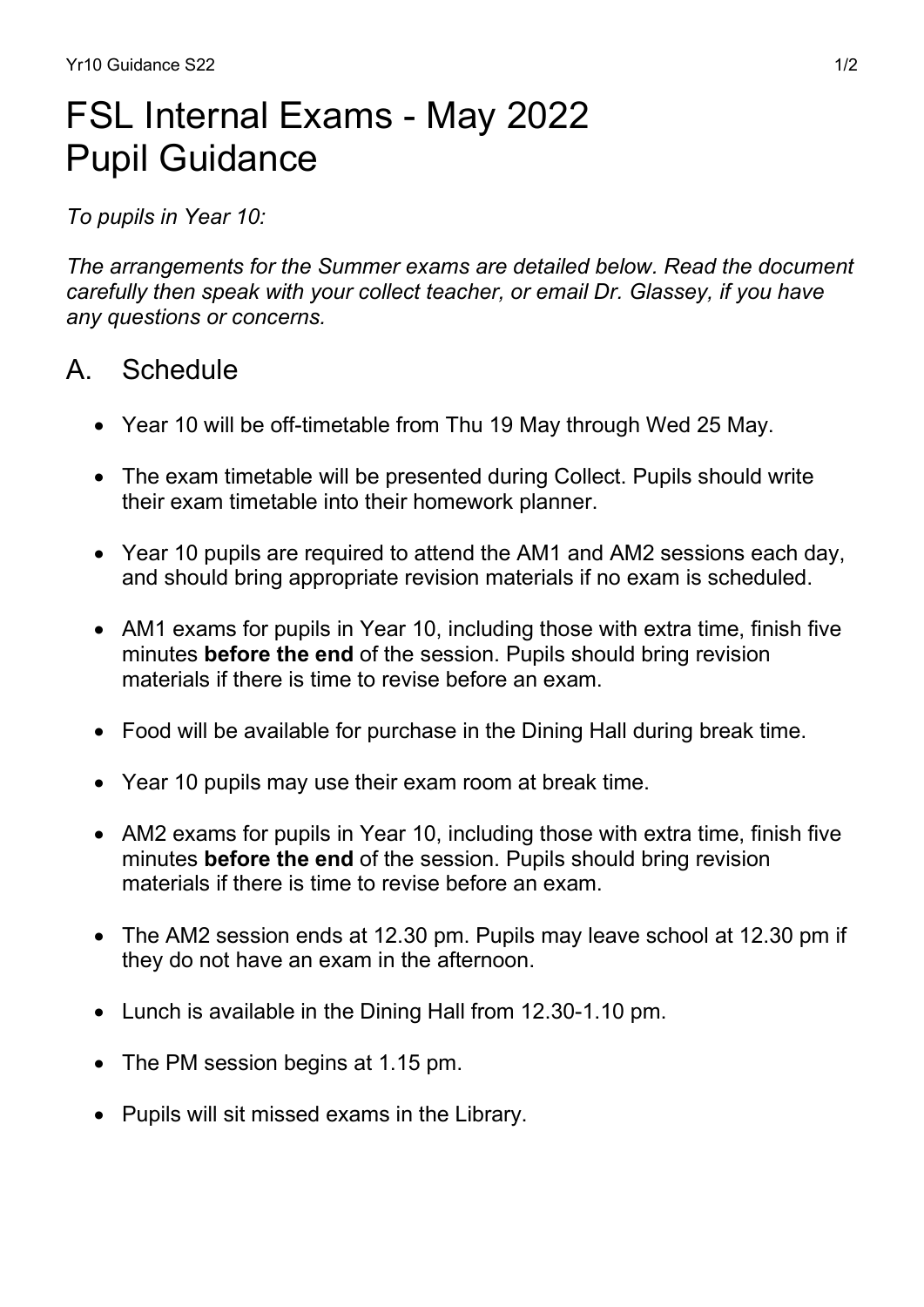# FSL Internal Exams - May 2022
# Pupil Guidance

*To pupils in Year 10:*

*The arrangements for the Summer exams are detailed below. Read the document carefully then speak with your collect teacher, or email Dr. Glassey, if you have any questions or concerns.*

## A. Schedule

- Year 10 will be off-timetable from Thu 19 May through Wed 25 May.
- The exam timetable will be presented during Collect. Pupils should write their exam timetable into their homework planner.
- Year 10 pupils are required to attend the AM1 and AM2 sessions each day, and should bring appropriate revision materials if no exam is scheduled.
- AM1 exams for pupils in Year 10, including those with extra time, finish five minutes **before the end** of the session. Pupils should bring revision materials if there is time to revise before an exam.
- Food will be available for purchase in the Dining Hall during break time.
- Year 10 pupils may use their exam room at break time.
- AM2 exams for pupils in Year 10, including those with extra time, finish five minutes **before the end** of the session. Pupils should bring revision materials if there is time to revise before an exam.
- The AM2 session ends at 12.30 pm. Pupils may leave school at 12.30 pm if they do not have an exam in the afternoon.
- Lunch is available in the Dining Hall from 12.30-1.10 pm.
- The PM session begins at 1.15 pm.
- Pupils will sit missed exams in the Library.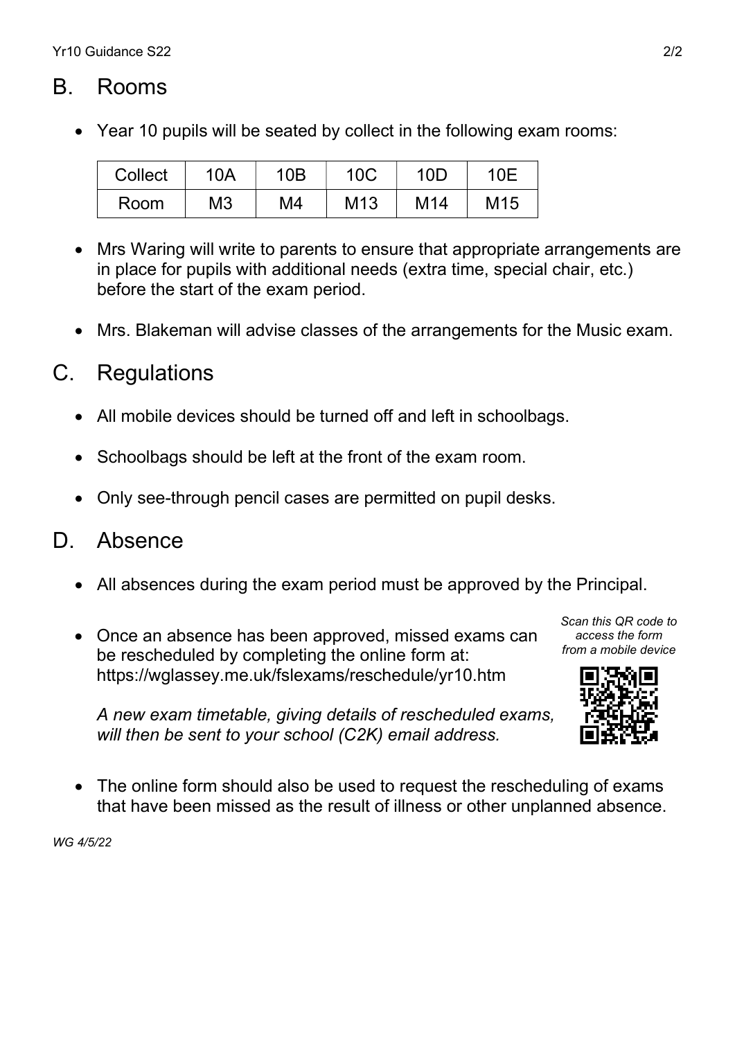## B. Rooms

- Year 10 pupils will be seated by collect in the following exam rooms:

| Collect | 10A | 10B | 10C | 10D | 10E |
|---|---|---|---|---|---|
| Room | M3 | M4 | M13 | M14 | M15 |

- Mrs Waring will write to parents to ensure that appropriate arrangements are in place for pupils with additional needs (extra time, special chair, etc.) before the start of the exam period.

- Mrs. Blakeman will advise classes of the arrangements for the Music exam.

## C. Regulations

- All mobile devices should be turned off and left in schoolbags.

- Schoolbags should be left at the front of the exam room.

- Only see-through pencil cases are permitted on pupil desks.

## D. Absence

- All absences during the exam period must be approved by the Principal.

- Once an absence has been approved, missed exams can be rescheduled by completing the online form at: https://wglassey.me.uk/fslexams/reschedule/yr10.htm

  *A new exam timetable, giving details of rescheduled exams, will then be sent to your school (C2K) email address.*

*Scan this QR code to access the form from a mobile device*

- The online form should also be used to request the rescheduling of exams that have been missed as the result of illness or other unplanned absence.

*WG 4/5/22*